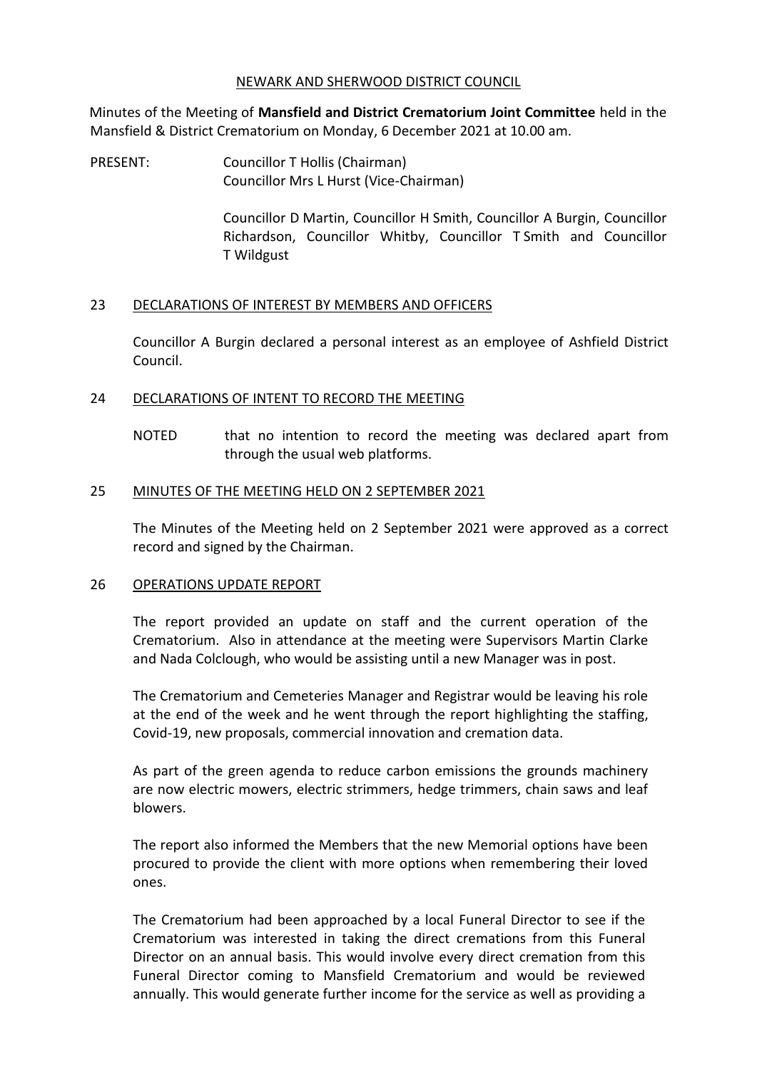NEWARK AND SHERWOOD DISTRICT COUNCIL

Minutes of the Meeting of **Mansfield and District Crematorium Joint Committee** held in the Mansfield & District Crematorium on Monday, 6 December 2021 at 10.00 am.

PRESENT: Councillor T Hollis (Chairman)
Councillor Mrs L Hurst (Vice-Chairman)

Councillor D Martin, Councillor H Smith, Councillor A Burgin, Councillor Richardson, Councillor Whitby, Councillor T Smith and Councillor T Wildgust

## 23 DECLARATIONS OF INTEREST BY MEMBERS AND OFFICERS

Councillor A Burgin declared a personal interest as an employee of Ashfield District Council.

## 24 DECLARATIONS OF INTENT TO RECORD THE MEETING

NOTED that no intention to record the meeting was declared apart from through the usual web platforms.

## 25 MINUTES OF THE MEETING HELD ON 2 SEPTEMBER 2021

The Minutes of the Meeting held on 2 September 2021 were approved as a correct record and signed by the Chairman.

## 26 OPERATIONS UPDATE REPORT

The report provided an update on staff and the current operation of the Crematorium. Also in attendance at the meeting were Supervisors Martin Clarke and Nada Colclough, who would be assisting until a new Manager was in post.

The Crematorium and Cemeteries Manager and Registrar would be leaving his role at the end of the week and he went through the report highlighting the staffing, Covid-19, new proposals, commercial innovation and cremation data.

As part of the green agenda to reduce carbon emissions the grounds machinery are now electric mowers, electric strimmers, hedge trimmers, chain saws and leaf blowers.

The report also informed the Members that the new Memorial options have been procured to provide the client with more options when remembering their loved ones.

The Crematorium had been approached by a local Funeral Director to see if the Crematorium was interested in taking the direct cremations from this Funeral Director on an annual basis. This would involve every direct cremation from this Funeral Director coming to Mansfield Crematorium and would be reviewed annually. This would generate further income for the service as well as providing a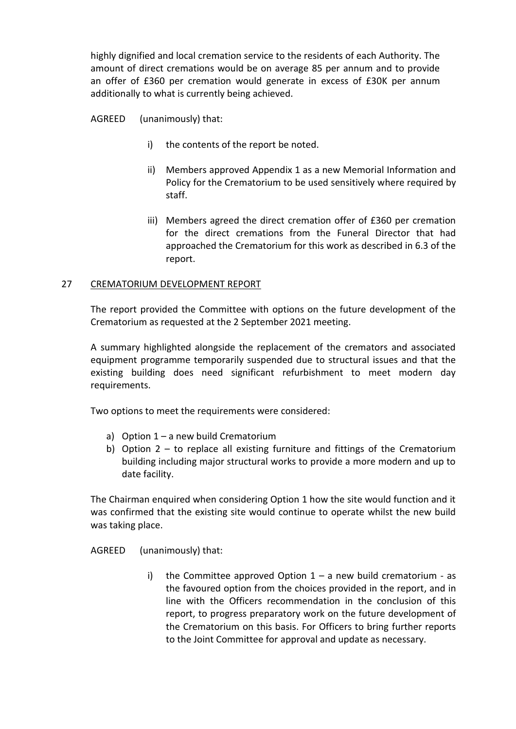highly dignified and local cremation service to the residents of each Authority. The amount of direct cremations would be on average 85 per annum and to provide an offer of £360 per cremation would generate in excess of £30K per annum additionally to what is currently being achieved.

AGREED (unanimously) that:

i) the contents of the report be noted.

ii) Members approved Appendix 1 as a new Memorial Information and Policy for the Crematorium to be used sensitively where required by staff.

iii) Members agreed the direct cremation offer of £360 per cremation for the direct cremations from the Funeral Director that had approached the Crematorium for this work as described in 6.3 of the report.

## 27 CREMATORIUM DEVELOPMENT REPORT

The report provided the Committee with options on the future development of the Crematorium as requested at the 2 September 2021 meeting.

A summary highlighted alongside the replacement of the cremators and associated equipment programme temporarily suspended due to structural issues and that the existing building does need significant refurbishment to meet modern day requirements.

Two options to meet the requirements were considered:

a) Option 1 – a new build Crematorium
b) Option 2 – to replace all existing furniture and fittings of the Crematorium building including major structural works to provide a more modern and up to date facility.

The Chairman enquired when considering Option 1 how the site would function and it was confirmed that the existing site would continue to operate whilst the new build was taking place.

AGREED (unanimously) that:

i) the Committee approved Option 1 – a new build crematorium - as the favoured option from the choices provided in the report, and in line with the Officers recommendation in the conclusion of this report, to progress preparatory work on the future development of the Crematorium on this basis. For Officers to bring further reports to the Joint Committee for approval and update as necessary.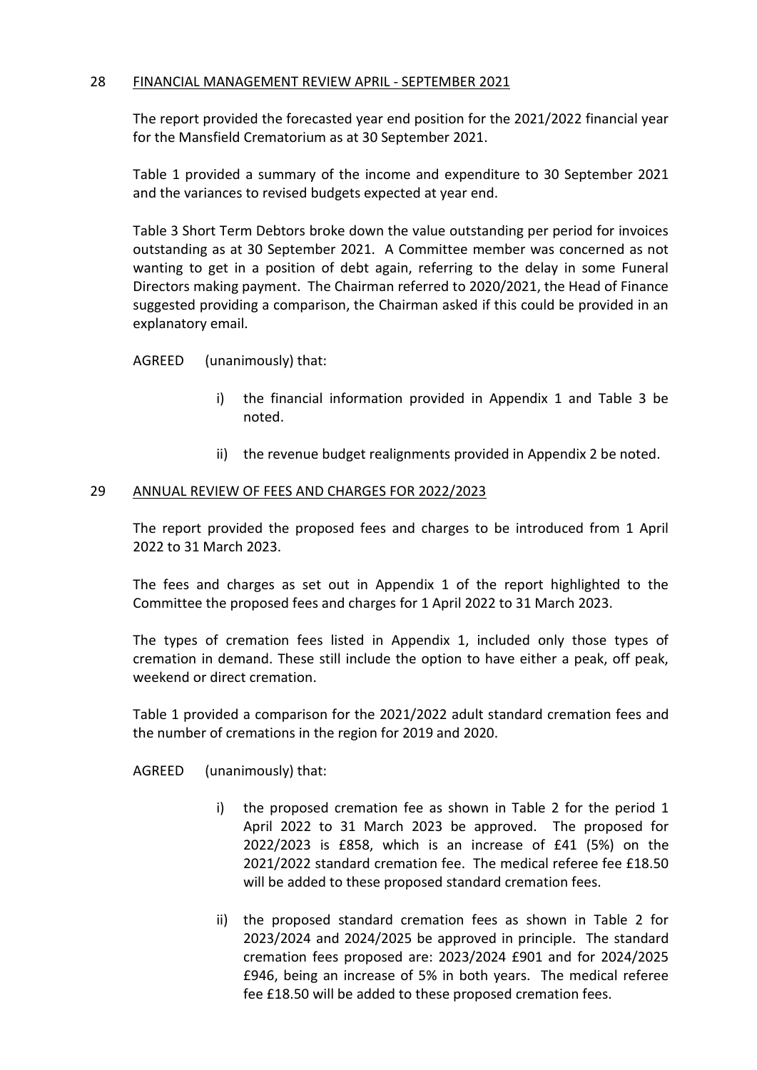## 28 FINANCIAL MANAGEMENT REVIEW APRIL - SEPTEMBER 2021

The report provided the forecasted year end position for the 2021/2022 financial year for the Mansfield Crematorium as at 30 September 2021.

Table 1 provided a summary of the income and expenditure to 30 September 2021 and the variances to revised budgets expected at year end.

Table 3 Short Term Debtors broke down the value outstanding per period for invoices outstanding as at 30 September 2021. A Committee member was concerned as not wanting to get in a position of debt again, referring to the delay in some Funeral Directors making payment. The Chairman referred to 2020/2021, the Head of Finance suggested providing a comparison, the Chairman asked if this could be provided in an explanatory email.

AGREED (unanimously) that:

i) the financial information provided in Appendix 1 and Table 3 be noted.

ii) the revenue budget realignments provided in Appendix 2 be noted.

## 29 ANNUAL REVIEW OF FEES AND CHARGES FOR 2022/2023

The report provided the proposed fees and charges to be introduced from 1 April 2022 to 31 March 2023.

The fees and charges as set out in Appendix 1 of the report highlighted to the Committee the proposed fees and charges for 1 April 2022 to 31 March 2023.

The types of cremation fees listed in Appendix 1, included only those types of cremation in demand. These still include the option to have either a peak, off peak, weekend or direct cremation.

Table 1 provided a comparison for the 2021/2022 adult standard cremation fees and the number of cremations in the region for 2019 and 2020.

AGREED (unanimously) that:

i) the proposed cremation fee as shown in Table 2 for the period 1 April 2022 to 31 March 2023 be approved. The proposed for 2022/2023 is £858, which is an increase of £41 (5%) on the 2021/2022 standard cremation fee. The medical referee fee £18.50 will be added to these proposed standard cremation fees.

ii) the proposed standard cremation fees as shown in Table 2 for 2023/2024 and 2024/2025 be approved in principle. The standard cremation fees proposed are: 2023/2024 £901 and for 2024/2025 £946, being an increase of 5% in both years. The medical referee fee £18.50 will be added to these proposed cremation fees.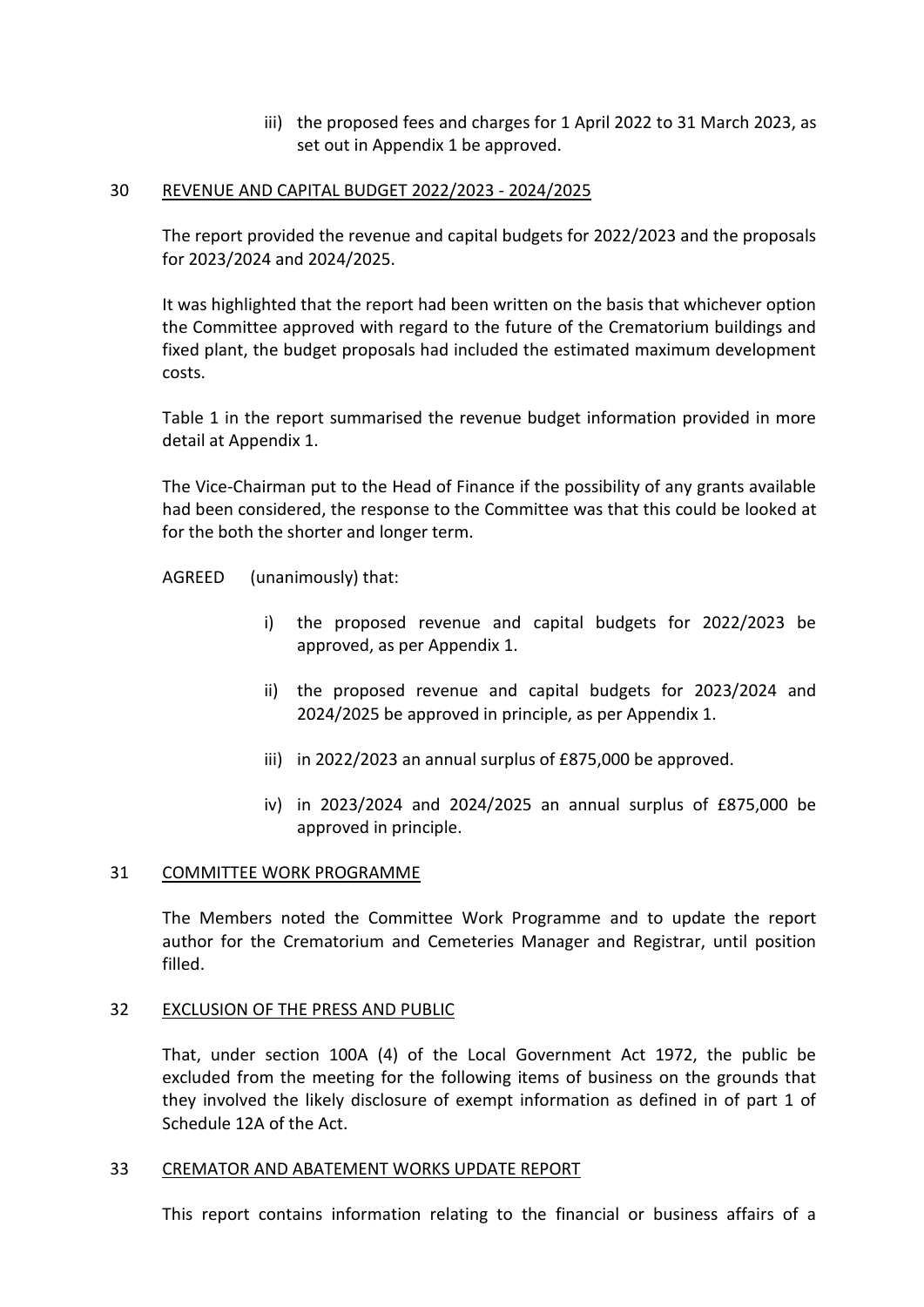iii) the proposed fees and charges for 1 April 2022 to 31 March 2023, as set out in Appendix 1 be approved.

## 30 REVENUE AND CAPITAL BUDGET 2022/2023 - 2024/2025

The report provided the revenue and capital budgets for 2022/2023 and the proposals for 2023/2024 and 2024/2025.

It was highlighted that the report had been written on the basis that whichever option the Committee approved with regard to the future of the Crematorium buildings and fixed plant, the budget proposals had included the estimated maximum development costs.

Table 1 in the report summarised the revenue budget information provided in more detail at Appendix 1.

The Vice-Chairman put to the Head of Finance if the possibility of any grants available had been considered, the response to the Committee was that this could be looked at for the both the shorter and longer term.

AGREED (unanimously) that:

i) the proposed revenue and capital budgets for 2022/2023 be approved, as per Appendix 1.

ii) the proposed revenue and capital budgets for 2023/2024 and 2024/2025 be approved in principle, as per Appendix 1.

iii) in 2022/2023 an annual surplus of £875,000 be approved.

iv) in 2023/2024 and 2024/2025 an annual surplus of £875,000 be approved in principle.

## 31 COMMITTEE WORK PROGRAMME

The Members noted the Committee Work Programme and to update the report author for the Crematorium and Cemeteries Manager and Registrar, until position filled.

## 32 EXCLUSION OF THE PRESS AND PUBLIC

That, under section 100A (4) of the Local Government Act 1972, the public be excluded from the meeting for the following items of business on the grounds that they involved the likely disclosure of exempt information as defined in of part 1 of Schedule 12A of the Act.

## 33 CREMATOR AND ABATEMENT WORKS UPDATE REPORT

This report contains information relating to the financial or business affairs of a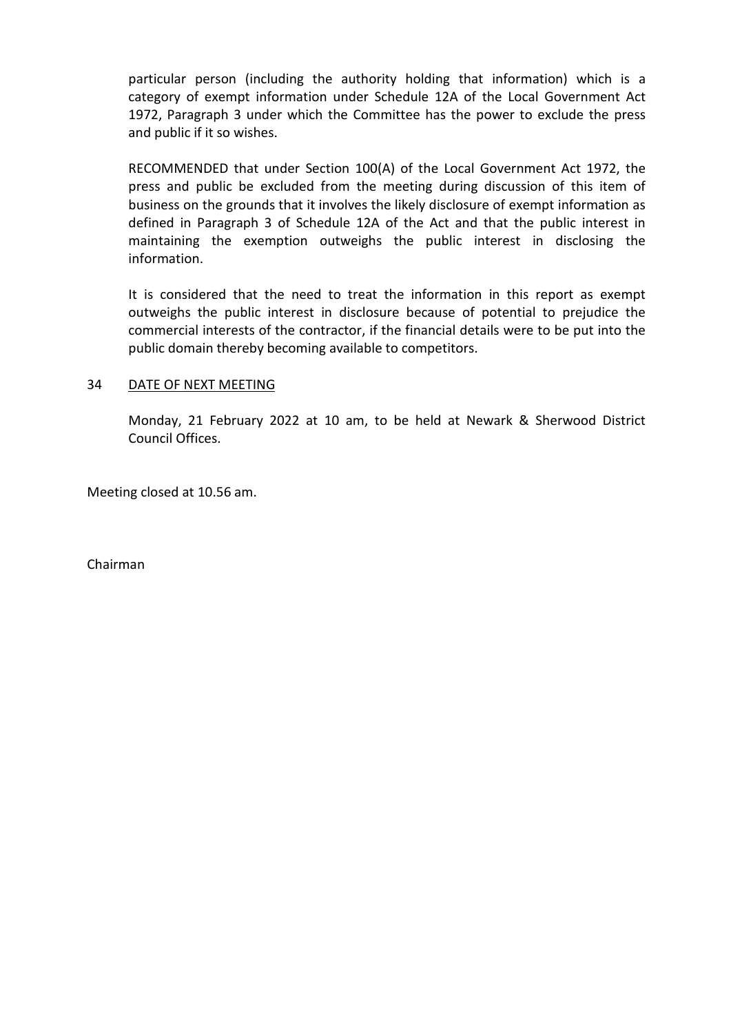particular person (including the authority holding that information) which is a category of exempt information under Schedule 12A of the Local Government Act 1972, Paragraph 3 under which the Committee has the power to exclude the press and public if it so wishes.

RECOMMENDED that under Section 100(A) of the Local Government Act 1972, the press and public be excluded from the meeting during discussion of this item of business on the grounds that it involves the likely disclosure of exempt information as defined in Paragraph 3 of Schedule 12A of the Act and that the public interest in maintaining the exemption outweighs the public interest in disclosing the information.

It is considered that the need to treat the information in this report as exempt outweighs the public interest in disclosure because of potential to prejudice the commercial interests of the contractor, if the financial details were to be put into the public domain thereby becoming available to competitors.

## 34 DATE OF NEXT MEETING

Monday, 21 February 2022 at 10 am, to be held at Newark & Sherwood District Council Offices.

Meeting closed at 10.56 am.

Chairman